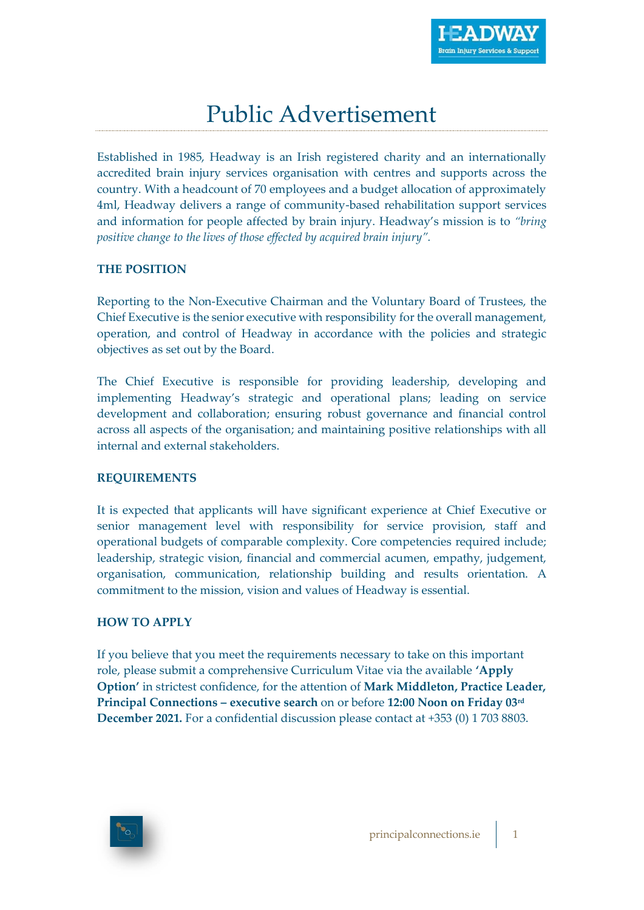# Public Advertisement

Established in 1985, Headway is an Irish registered charity and an internationally accredited brain injury services organisation with centres and supports across the country. With a headcount of 70 employees and a budget allocation of approximately 4ml, Headway delivers a range of community-based rehabilitation support services and information for people affected by brain injury. Headway's mission is to *"bring positive change to the lives of those effected by acquired brain injury".*

## THE POSITION

Reporting to the Non-Executive Chairman and the Voluntary Board of Trustees, the Chief Executive is the senior executive with responsibility for the overall management, operation, and control of Headway in accordance with the policies and strategic objectives as set out by the Board.

The Chief Executive is responsible for providing leadership, developing and implementing Headway's strategic and operational plans; leading on service development and collaboration; ensuring robust governance and financial control across all aspects of the organisation; and maintaining positive relationships with all internal and external stakeholders.

## REQUIREMENTS

It is expected that applicants will have significant experience at Chief Executive or senior management level with responsibility for service provision, staff and operational budgets of comparable complexity. Core competencies required include; leadership, strategic vision, financial and commercial acumen, empathy, judgement, organisation, communication, relationship building and results orientation. A commitment to the mission, vision and values of Headway is essential.

## HOW TO APPLY

If you believe that you meet the requirements necessary to take on this important role, please submit a comprehensive Curriculum Vitae via the available **'Apply Option'** in strictest confidence, for the attention of **Mark Middleton, Practice Leader, Principal Connections – executive search** on or before **12:00 Noon on Friday 03rd December 2021.** For a confidential discussion please contact at +353 (0) 1 703 8803.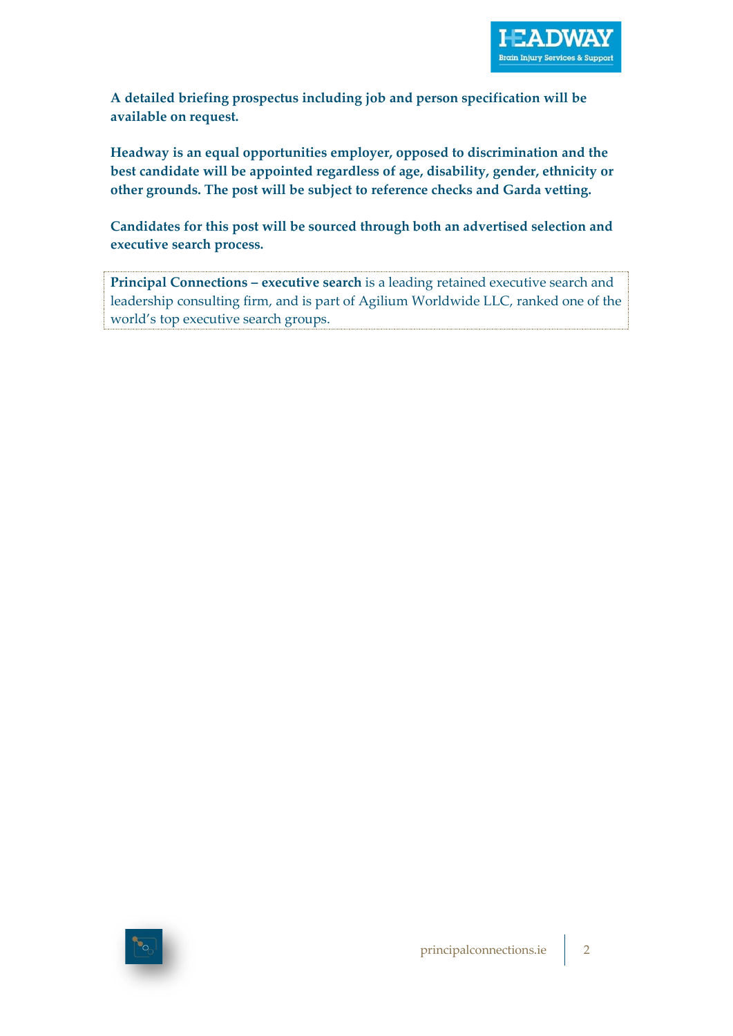**A detailed briefing prospectus including job and person specification will be available on request.**

**Headway is an equal opportunities employer, opposed to discrimination and the best candidate will be appointed regardless of age, disability, gender, ethnicity or other grounds. The post will be subject to reference checks and Garda vetting.**

**Candidates for this post will be sourced through both an advertised selection and executive search process.**

**Principal Connections – executive search** is a leading retained executive search and leadership consulting firm, and is part of Agilium Worldwide LLC, ranked one of the world's top executive search groups.